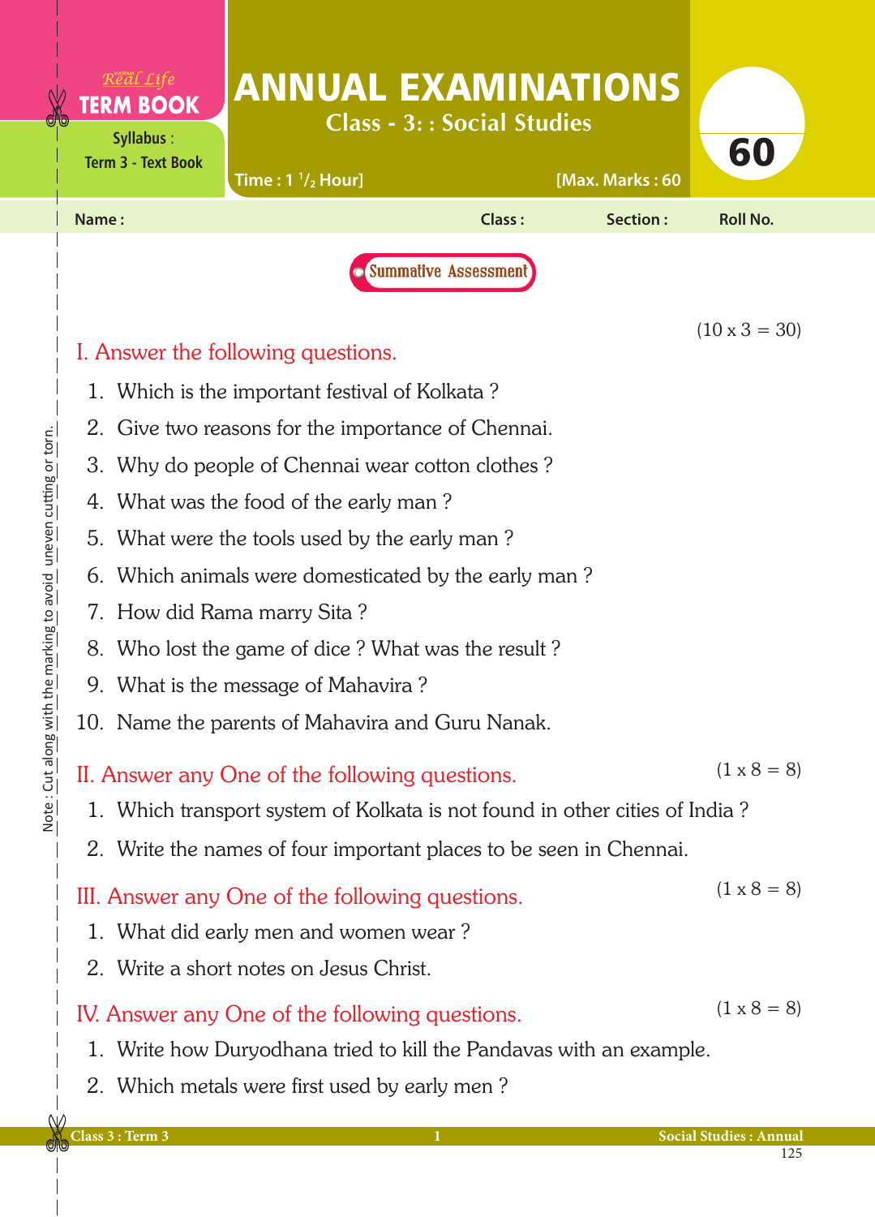Real Life **TERM BOOK**

Syllabus : Term 3 - Text Book

# ANNUAL EXAMINATIONS

## Class - 3: : Social Studies

**60**

Time : 1 1/2 Hour] [Max. Marks : 60

Name : Class : Section : Roll No.

Summative Assessment

Note : Cut along with the marking to avoid uneven cutting or torn.

### I. Answer the following questions.

(10 x 3 = 30)

1. Which is the important festival of Kolkata ?
2. Give two reasons for the importance of Chennai.
3. Why do people of Chennai wear cotton clothes ?
4. What was the food of the early man ?
5. What were the tools used by the early man ?
6. Which animals were domesticated by the early man ?
7. How did Rama marry Sita ?
8. Who lost the game of dice ? What was the result ?
9. What is the message of Mahavira ?
10. Name the parents of Mahavira and Guru Nanak.

### II. Answer any One of the following questions.

(1 x 8 = 8)

1. Which transport system of Kolkata is not found in other cities of India ?
2. Write the names of four important places to be seen in Chennai.

### III. Answer any One of the following questions.

(1 x 8 = 8)

1. What did early men and women wear ?
2. Write a short notes on Jesus Christ.

### IV. Answer any One of the following questions.

(1 x 8 = 8)

1. Write how Duryodhana tried to kill the Pandavas with an example.
2. Which metals were first used by early men ?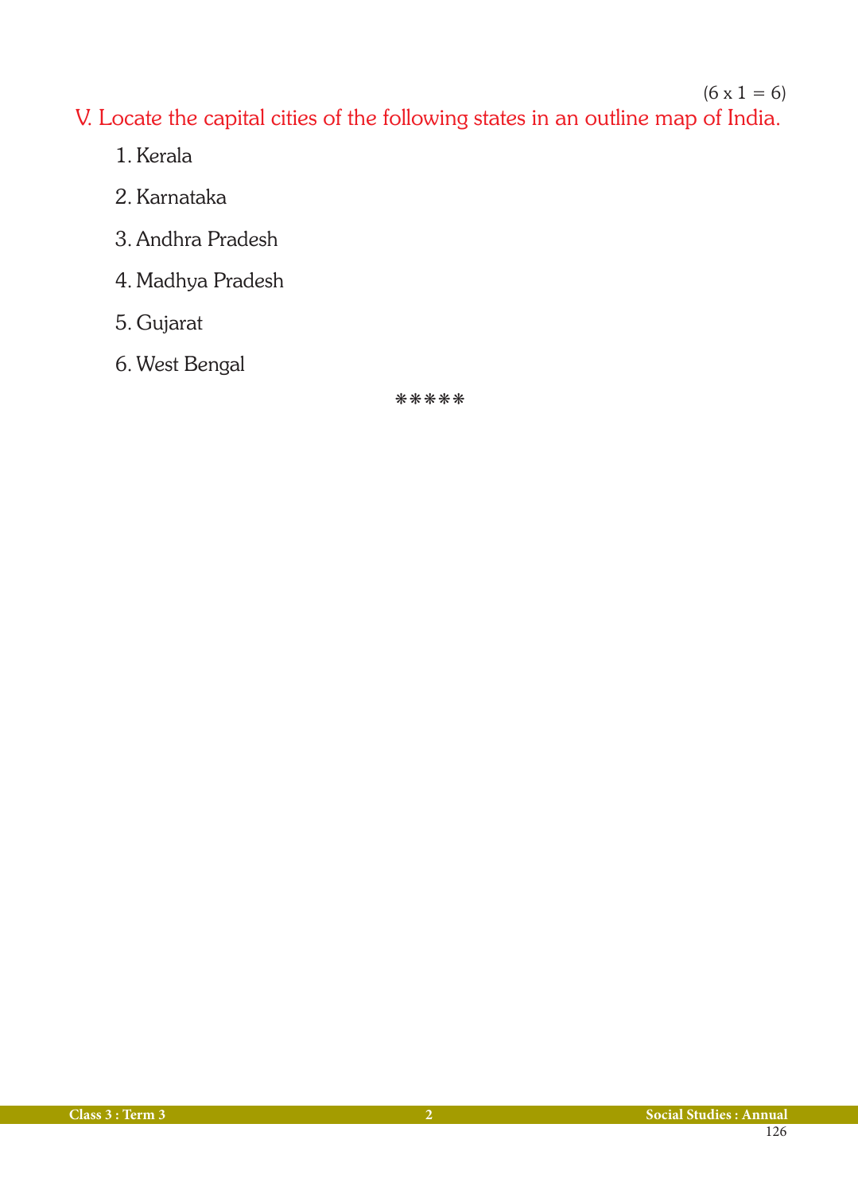(6 x 1 = 6)

V. Locate the capital cities of the following states in an outline map of India.

1. Kerala
2. Karnataka
3. Andhra Pradesh
4. Madhya Pradesh
5. Gujarat
6. West Bengal

*****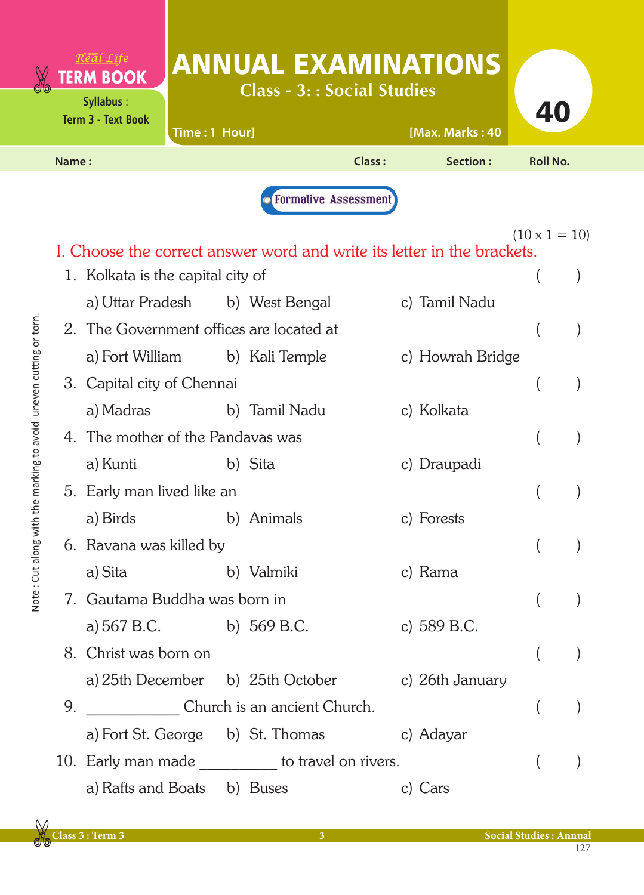Real Life **TERM BOOK**

Syllabus : Term 3 - Text Book

# ANNUAL EXAMINATIONS

## Class - 3: : Social Studies

Time : 1 Hour] [Max. Marks : 40

40

Name : Class : Section : Roll No.

**Formative Assessment**

(10 x 1 = 10)

**I. Choose the correct answer word and write its letter in the brackets.**

1. Kolkata is the capital city of ( )
   a) Uttar Pradesh b) West Bengal c) Tamil Nadu
2. The Government offices are located at ( )
   a) Fort William b) Kali Temple c) Howrah Bridge
3. Capital city of Chennai ( )
   a) Madras b) Tamil Nadu c) Kolkata
4. The mother of the Pandavas was ( )
   a) Kunti b) Sita c) Draupadi
5. Early man lived like an ( )
   a) Birds b) Animals c) Forests
6. Ravana was killed by ( )
   a) Sita b) Valmiki c) Rama
7. Gautama Buddha was born in ( )
   a) 567 B.C. b) 569 B.C. c) 589 B.C.
8. Christ was born on ( )
   a) 25th December b) 25th October c) 26th January
9. ___________ Church is an ancient Church. ( )
   a) Fort St. George b) St. Thomas c) Adayar
10. Early man made _________ to travel on rivers. ( )
    a) Rafts and Boats b) Buses c) Cars

Note : Cut along with the marking to avoid uneven cutting or torn.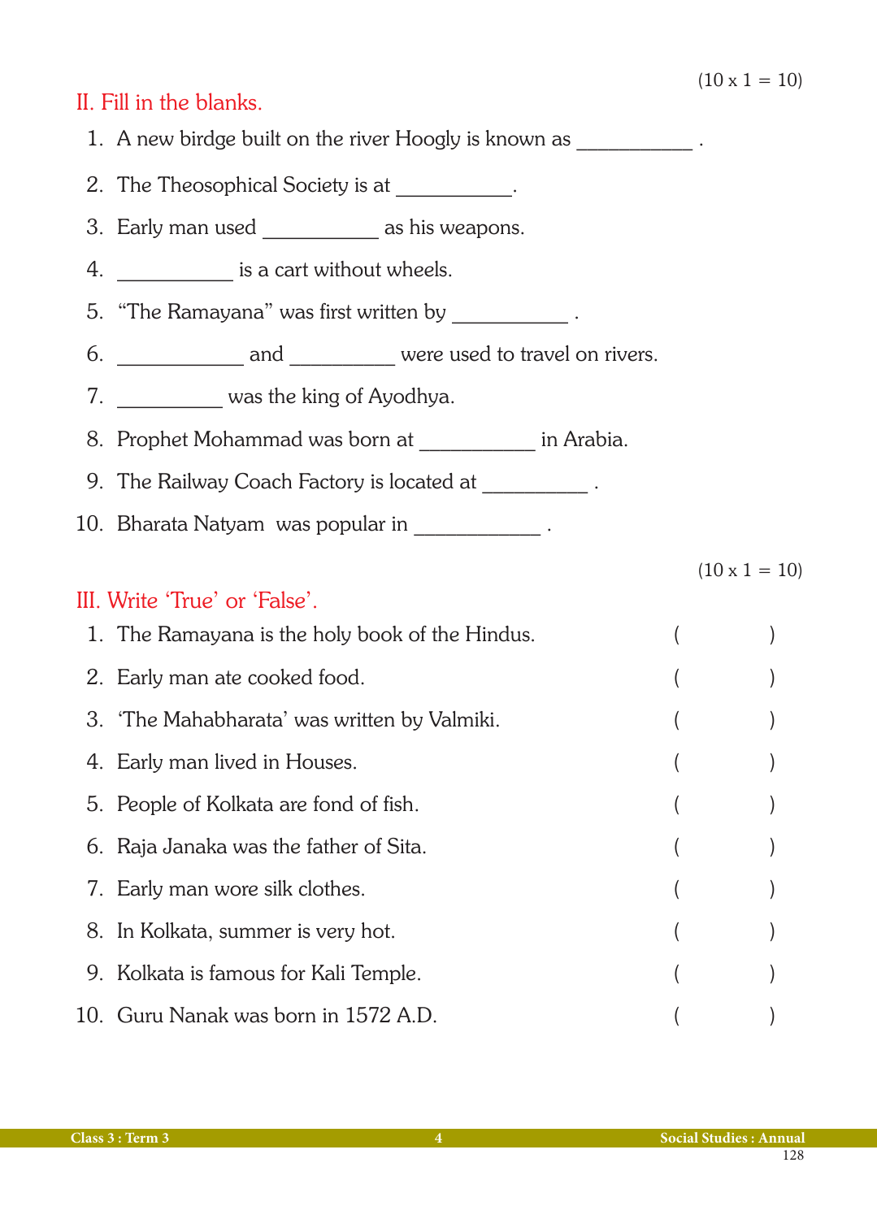(10 x 1 = 10)

## II. Fill in the blanks.

1. A new birdge built on the river Hoogly is known as __________ .
2. The Theosophical Society is at __________.
3. Early man used __________ as his weapons.
4. __________ is a cart without wheels.
5. "The Ramayana" was first written by __________ .
6. ___________ and _________ were used to travel on rivers.
7. _________ was the king of Ayodhya.
8. Prophet Mohammad was born at __________ in Arabia.
9. The Railway Coach Factory is located at _________ .
10. Bharata Natyam was popular in ___________ .

(10 x 1 = 10)

## III. Write 'True' or 'False'.

1. The Ramayana is the holy book of the Hindus. (          )
2. Early man ate cooked food. (          )
3. 'The Mahabharata' was written by Valmiki. (          )
4. Early man lived in Houses. (          )
5. People of Kolkata are fond of fish. (          )
6. Raja Janaka was the father of Sita. (          )
7. Early man wore silk clothes. (          )
8. In Kolkata, summer is very hot. (          )
9. Kolkata is famous for Kali Temple. (          )
10. Guru Nanak was born in 1572 A.D. (          )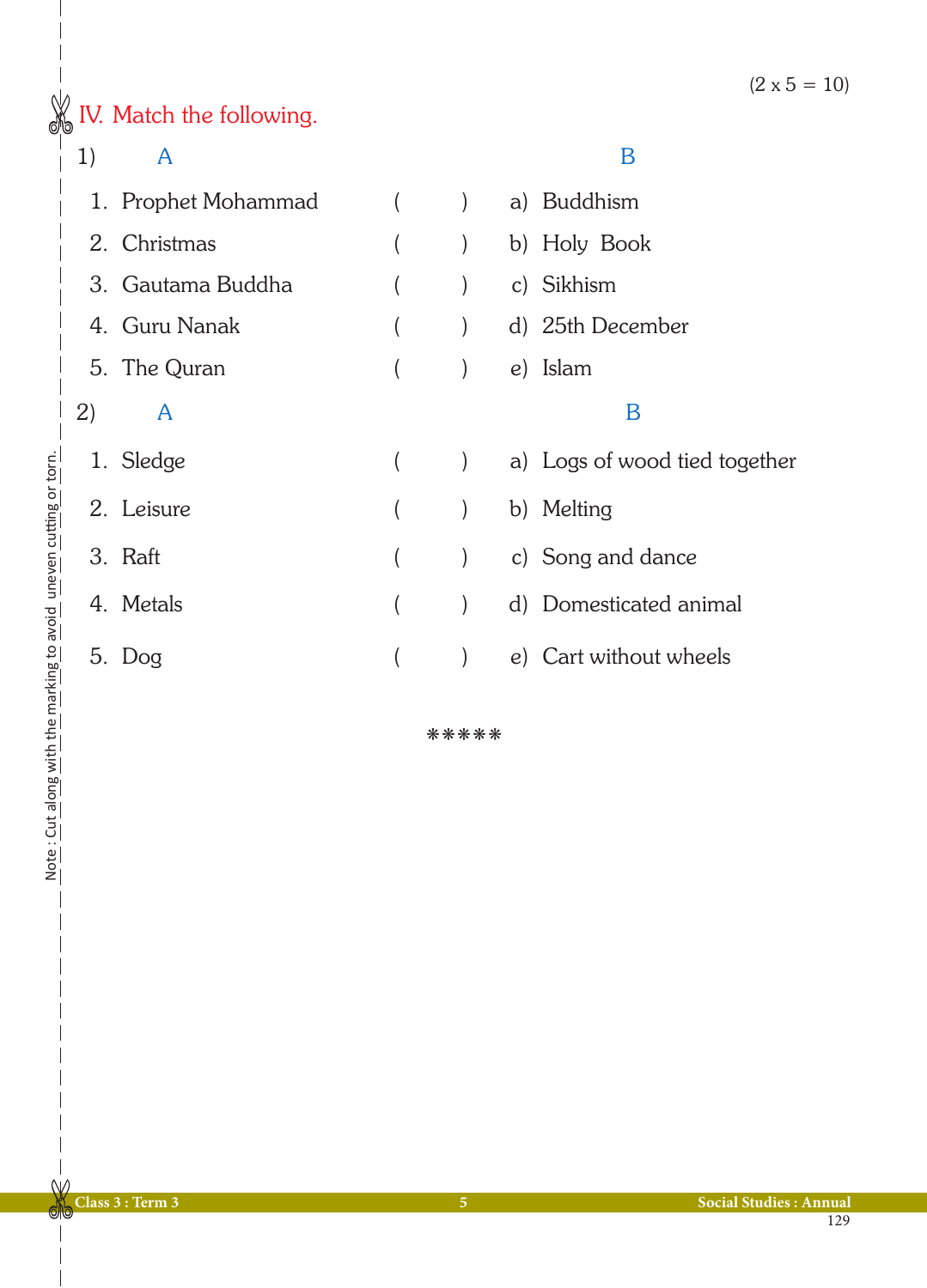(2 x 5 = 10)

## IV. Match the following.

1)

| A | | B |
|---|---|---|
| 1. Prophet Mohammad | (   ) | a) Buddhism |
| 2. Christmas | (   ) | b) Holy Book |
| 3. Gautama Buddha | (   ) | c) Sikhism |
| 4. Guru Nanak | (   ) | d) 25th December |
| 5. The Quran | (   ) | e) Islam |

2)

| A | | B |
|---|---|---|
| 1. Sledge | (   ) | a) Logs of wood tied together |
| 2. Leisure | (   ) | b) Melting |
| 3. Raft | (   ) | c) Song and dance |
| 4. Metals | (   ) | d) Domesticated animal |
| 5. Dog | (   ) | e) Cart without wheels |

*****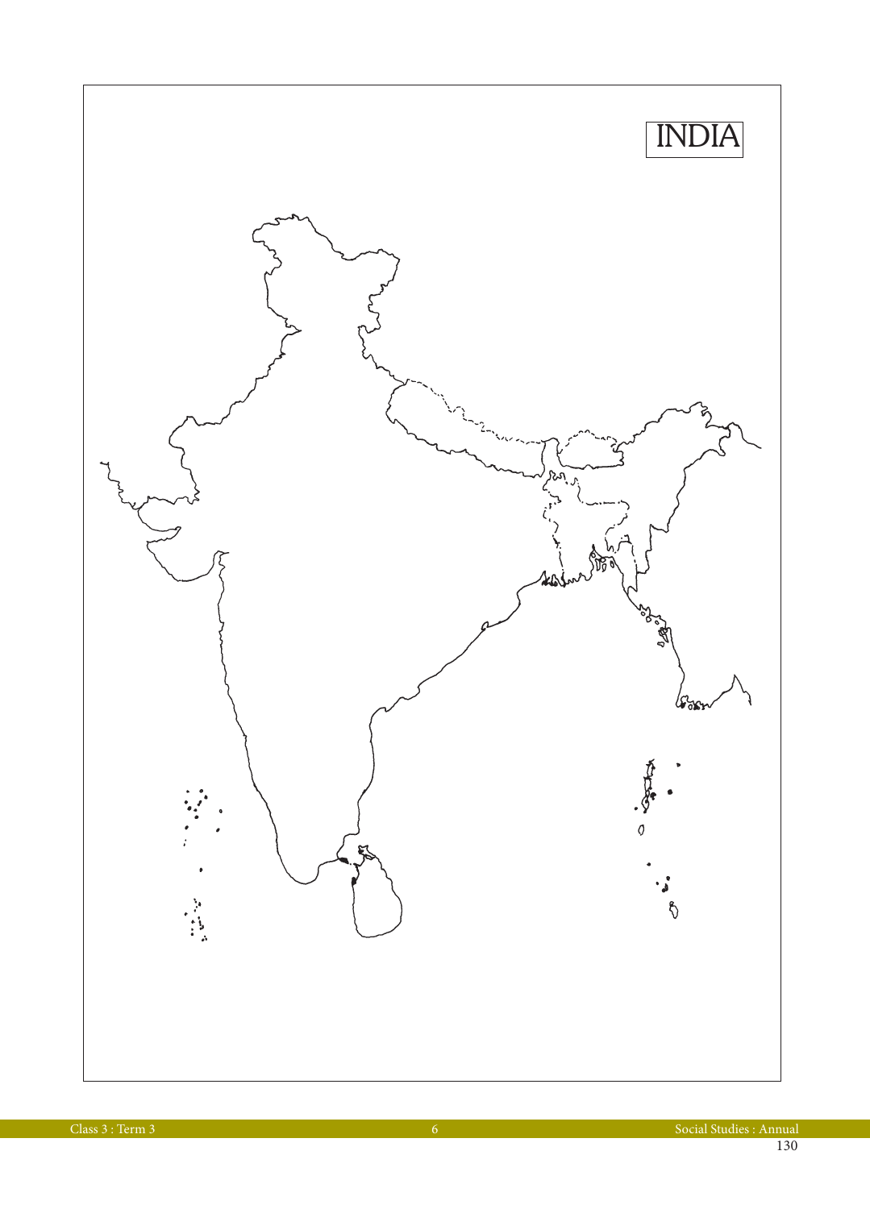INDIA